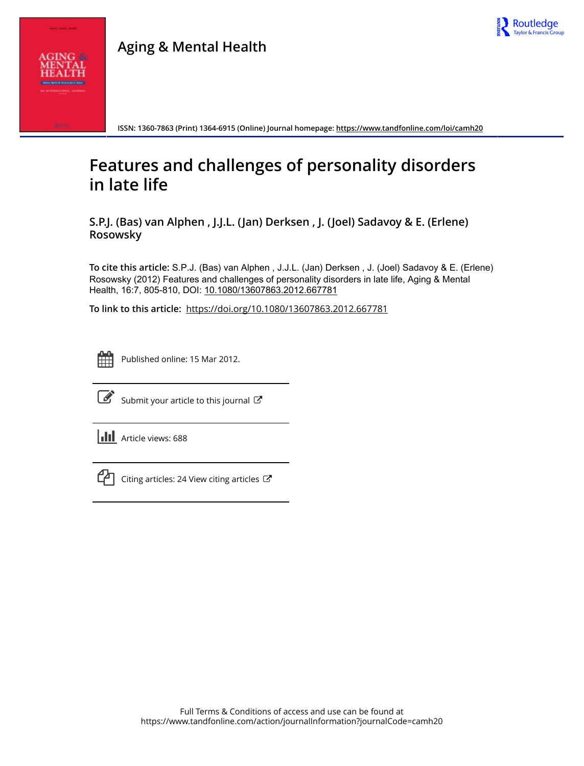# Aging & Mental Health

ISSN: 1360-7863 (Print) 1364-6915 (Online) Journal homepage: https://www.tandfonline.com/loi/camh20

# Features and challenges of personality disorders in late life

**S.P.J. (Bas) van Alphen , J.J.L. (Jan) Derksen , J. (Joel) Sadavoy & E. (Erlene) Rosowsky**

**To cite this article:** S.P.J. (Bas) van Alphen , J.J.L. (Jan) Derksen , J. (Joel) Sadavoy & E. (Erlene) Rosowsky (2012) Features and challenges of personality disorders in late life, Aging & Mental Health, 16:7, 805-810, DOI: 10.1080/13607863.2012.667781

**To link to this article:** https://doi.org/10.1080/13607863.2012.667781

Published online: 15 Mar 2012.

Submit your article to this journal

Article views: 688

Citing articles: 24 View citing articles

Full Terms & Conditions of access and use can be found at
https://www.tandfonline.com/action/journalInformation?journalCode=camh20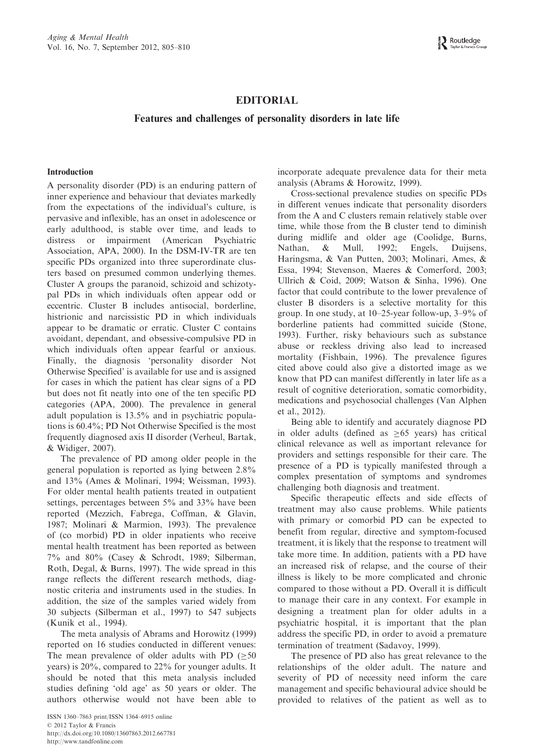# EDITORIAL

## Features and challenges of personality disorders in late life

### Introduction

A personality disorder (PD) is an enduring pattern of inner experience and behaviour that deviates markedly from the expectations of the individual's culture, is pervasive and inflexible, has an onset in adolescence or early adulthood, is stable over time, and leads to distress or impairment (American Psychiatric Association, APA, 2000). In the DSM-IV-TR are ten specific PDs organized into three superordinate clusters based on presumed common underlying themes. Cluster A groups the paranoid, schizoid and schizotypal PDs in which individuals often appear odd or eccentric. Cluster B includes antisocial, borderline, histrionic and narcissistic PD in which individuals appear to be dramatic or erratic. Cluster C contains avoidant, dependant, and obsessive-compulsive PD in which individuals often appear fearful or anxious. Finally, the diagnosis 'personality disorder Not Otherwise Specified' is available for use and is assigned for cases in which the patient has clear signs of a PD but does not fit neatly into one of the ten specific PD categories (APA, 2000). The prevalence in general adult population is 13.5% and in psychiatric populations is 60.4%; PD Not Otherwise Specified is the most frequently diagnosed axis II disorder (Verheul, Bartak, & Widiger, 2007).

The prevalence of PD among older people in the general population is reported as lying between 2.8% and 13% (Ames & Molinari, 1994; Weissman, 1993). For older mental health patients treated in outpatient settings, percentages between 5% and 33% have been reported (Mezzich, Fabrega, Coffman, & Glavin, 1987; Molinari & Marmion, 1993). The prevalence of (co morbid) PD in older inpatients who receive mental health treatment has been reported as between 7% and 80% (Casey & Schrodt, 1989; Silberman, Roth, Degal, & Burns, 1997). The wide spread in this range reflects the different research methods, diagnostic criteria and instruments used in the studies. In addition, the size of the samples varied widely from 30 subjects (Silberman et al., 1997) to 547 subjects (Kunik et al., 1994).

The meta analysis of Abrams and Horowitz (1999) reported on 16 studies conducted in different venues: The mean prevalence of older adults with PD ($\geq$50 years) is 20%, compared to 22% for younger adults. It should be noted that this meta analysis included studies defining 'old age' as 50 years or older. The authors otherwise would not have been able to incorporate adequate prevalence data for their meta analysis (Abrams & Horowitz, 1999).

Cross-sectional prevalence studies on specific PDs in different venues indicate that personality disorders from the A and C clusters remain relatively stable over time, while those from the B cluster tend to diminish during midlife and older age (Coolidge, Burns, Nathan, & Mull, 1992; Engels, Duijsens, Haringsma, & Van Putten, 2003; Molinari, Ames, & Essa, 1994; Stevenson, Maeres & Comerford, 2003; Ullrich & Coid, 2009; Watson & Sinha, 1996). One factor that could contribute to the lower prevalence of cluster B disorders is a selective mortality for this group. In one study, at 10–25-year follow-up, 3–9% of borderline patients had committed suicide (Stone, 1993). Further, risky behaviours such as substance abuse or reckless driving also lead to increased mortality (Fishbain, 1996). The prevalence figures cited above could also give a distorted image as we know that PD can manifest differently in later life as a result of cognitive deterioration, somatic comorbidity, medications and psychosocial challenges (Van Alphen et al., 2012).

Being able to identify and accurately diagnose PD in older adults (defined as $\geq$65 years) has critical clinical relevance as well as important relevance for providers and settings responsible for their care. The presence of a PD is typically manifested through a complex presentation of symptoms and syndromes challenging both diagnosis and treatment.

Specific therapeutic effects and side effects of treatment may also cause problems. While patients with primary or comorbid PD can be expected to benefit from regular, directive and symptom-focused treatment, it is likely that the response to treatment will take more time. In addition, patients with a PD have an increased risk of relapse, and the course of their illness is likely to be more complicated and chronic compared to those without a PD. Overall it is difficult to manage their care in any context. For example in designing a treatment plan for older adults in a psychiatric hospital, it is important that the plan address the specific PD, in order to avoid a premature termination of treatment (Sadavoy, 1999).

The presence of PD also has great relevance to the relationships of the older adult. The nature and severity of PD of necessity need inform the care management and specific behavioural advice should be provided to relatives of the patient as well as to

ISSN 1360-7863 print/ISSN 1364-6915 online
© 2012 Taylor & Francis
http://dx.doi.org/10.1080/13607863.2012.667781
http://www.tandfonline.com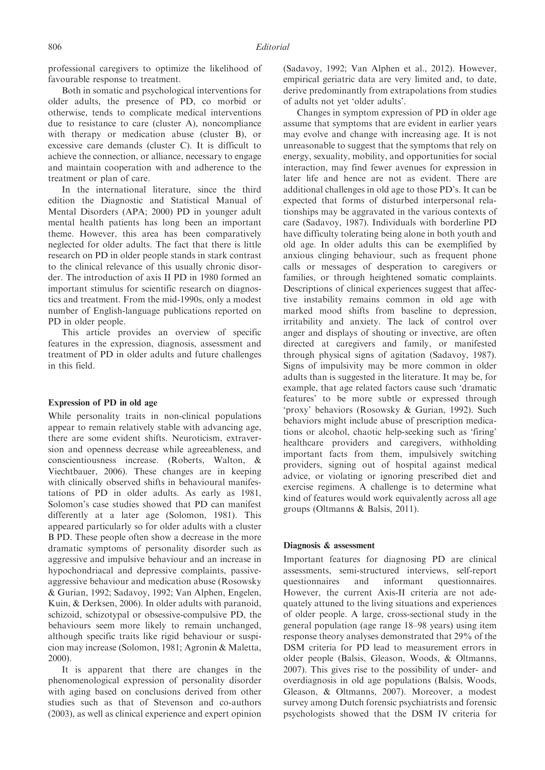professional caregivers to optimize the likelihood of favourable response to treatment.

Both in somatic and psychological interventions for older adults, the presence of PD, co morbid or otherwise, tends to complicate medical interventions due to resistance to care (cluster A), noncompliance with therapy or medication abuse (cluster B), or excessive care demands (cluster C). It is difficult to achieve the connection, or alliance, necessary to engage and maintain cooperation with and adherence to the treatment or plan of care.

In the international literature, since the third edition the Diagnostic and Statistical Manual of Mental Disorders (APA; 2000) PD in younger adult mental health patients has long been an important theme. However, this area has been comparatively neglected for older adults. The fact that there is little research on PD in older people stands in stark contrast to the clinical relevance of this usually chronic disorder. The introduction of axis II PD in 1980 formed an important stimulus for scientific research on diagnostics and treatment. From the mid-1990s, only a modest number of English-language publications reported on PD in older people.

This article provides an overview of specific features in the expression, diagnosis, assessment and treatment of PD in older adults and future challenges in this field.

## Expression of PD in old age

While personality traits in non-clinical populations appear to remain relatively stable with advancing age, there are some evident shifts. Neuroticism, extraversion and openness decrease while agreeableness, and conscientiousness increase. (Roberts, Walton, & Viechtbauer, 2006). These changes are in keeping with clinically observed shifts in behavioural manifestations of PD in older adults. As early as 1981, Solomon's case studies showed that PD can manifest differently at a later age (Solomon, 1981). This appeared particularly so for older adults with a cluster B PD. These people often show a decrease in the more dramatic symptoms of personality disorder such as aggressive and impulsive behaviour and an increase in hypochondriacal and depressive complaints, passive-aggressive behaviour and medication abuse (Rosowsky & Gurian, 1992; Sadavoy, 1992; Van Alphen, Engelen, Kuin, & Derksen, 2006). In older adults with paranoid, schizoid, schizotypal or obsessive-compulsive PD, the behaviours seem more likely to remain unchanged, although specific traits like rigid behaviour or suspicion may increase (Solomon, 1981; Agronin & Maletta, 2000).

It is apparent that there are changes in the phenomenological expression of personality disorder with aging based on conclusions derived from other studies such as that of Stevenson and co-authors (2003), as well as clinical experience and expert opinion (Sadavoy, 1992; Van Alphen et al., 2012). However, empirical geriatric data are very limited and, to date, derive predominantly from extrapolations from studies of adults not yet 'older adults'.

Changes in symptom expression of PD in older age assume that symptoms that are evident in earlier years may evolve and change with increasing age. It is not unreasonable to suggest that the symptoms that rely on energy, sexuality, mobility, and opportunities for social interaction, may find fewer avenues for expression in later life and hence are not as evident. There are additional challenges in old age to those PD's. It can be expected that forms of disturbed interpersonal relationships may be aggravated in the various contexts of care (Sadavoy, 1987). Individuals with borderline PD have difficulty tolerating being alone in both youth and old age. In older adults this can be exemplified by anxious clinging behaviour, such as frequent phone calls or messages of desperation to caregivers or families, or through heightened somatic complaints. Descriptions of clinical experiences suggest that affective instability remains common in old age with marked mood shifts from baseline to depression, irritability and anxiety. The lack of control over anger and displays of shouting or invective, are often directed at caregivers and family, or manifested through physical signs of agitation (Sadavoy, 1987). Signs of impulsivity may be more common in older adults than is suggested in the literature. It may be, for example, that age related factors cause such 'dramatic features' to be more subtle or expressed through 'proxy' behaviors (Rosowsky & Gurian, 1992). Such behaviors might include abuse of prescription medications or alcohol, chaotic help-seeking such as 'firing' healthcare providers and caregivers, withholding important facts from them, impulsively switching providers, signing out of hospital against medical advice, or violating or ignoring prescribed diet and exercise regimens. A challenge is to determine what kind of features would work equivalently across all age groups (Oltmanns & Balsis, 2011).

## Diagnosis & assessment

Important features for diagnosing PD are clinical assessments, semi-structured interviews, self-report questionnaires and informant questionnaires. However, the current Axis-II criteria are not adequately attuned to the living situations and experiences of older people. A large, cross-sectional study in the general population (age range 18–98 years) using item response theory analyses demonstrated that 29% of the DSM criteria for PD lead to measurement errors in older people (Balsis, Gleason, Woods, & Oltmanns, 2007). This gives rise to the possibility of under- and overdiagnosis in old age populations (Balsis, Woods, Gleason, & Oltmanns, 2007). Moreover, a modest survey among Dutch forensic psychiatrists and forensic psychologists showed that the DSM IV criteria for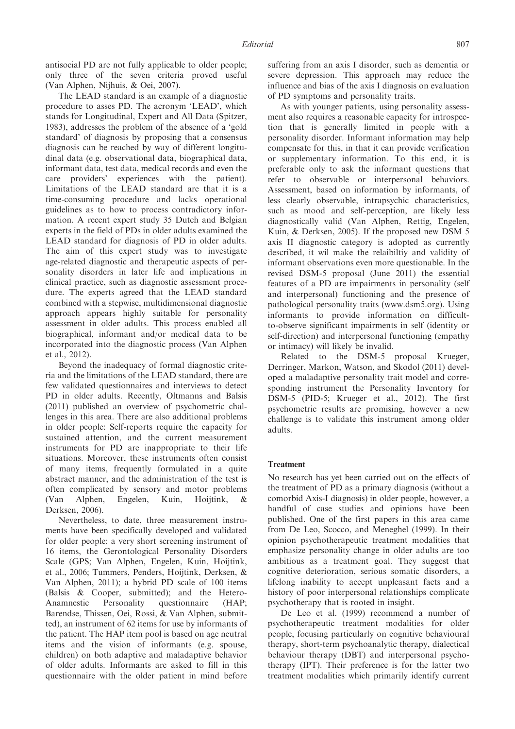antisocial PD are not fully applicable to older people; only three of the seven criteria proved useful (Van Alphen, Nijhuis, & Oei, 2007).

The LEAD standard is an example of a diagnostic procedure to asses PD. The acronym 'LEAD', which stands for Longitudinal, Expert and All Data (Spitzer, 1983), addresses the problem of the absence of a 'gold standard' of diagnosis by proposing that a consensus diagnosis can be reached by way of different longitudinal data (e.g. observational data, biographical data, informant data, test data, medical records and even the care providers' experiences with the patient). Limitations of the LEAD standard are that it is a time-consuming procedure and lacks operational guidelines as to how to process contradictory information. A recent expert study 35 Dutch and Belgian experts in the field of PDs in older adults examined the LEAD standard for diagnosis of PD in older adults. The aim of this expert study was to investigate age-related diagnostic and therapeutic aspects of personality disorders in later life and implications in clinical practice, such as diagnostic assessment procedure. The experts agreed that the LEAD standard combined with a stepwise, multidimensional diagnostic approach appears highly suitable for personality assessment in older adults. This process enabled all biographical, informant and/or medical data to be incorporated into the diagnostic process (Van Alphen et al., 2012).

Beyond the inadequacy of formal diagnostic criteria and the limitations of the LEAD standard, there are few validated questionnaires and interviews to detect PD in older adults. Recently, Oltmanns and Balsis (2011) published an overview of psychometric challenges in this area. There are also additional problems in older people: Self-reports require the capacity for sustained attention, and the current measurement instruments for PD are inappropriate to their life situations. Moreover, these instruments often consist of many items, frequently formulated in a quite abstract manner, and the administration of the test is often complicated by sensory and motor problems (Van Alphen, Engelen, Kuin, Hoijtink, & Derksen, 2006).

Nevertheless, to date, three measurement instruments have been specifically developed and validated for older people: a very short screening instrument of 16 items, the Gerontological Personality Disorders Scale (GPS; Van Alphen, Engelen, Kuin, Hoijtink, et al., 2006; Tummers, Penders, Hoijtink, Derksen, & Van Alphen, 2011); a hybrid PD scale of 100 items (Balsis & Cooper, submitted); and the Hetero-Anamnestic Personality questionnaire (HAP; Barendse, Thissen, Oei, Rossi, & Van Alphen, submitted), an instrument of 62 items for use by informants of the patient. The HAP item pool is based on age neutral items and the vision of informants (e.g. spouse, children) on both adaptive and maladaptive behavior of older adults. Informants are asked to fill in this questionnaire with the older patient in mind before suffering from an axis I disorder, such as dementia or severe depression. This approach may reduce the influence and bias of the axis I diagnosis on evaluation of PD symptoms and personality traits.

As with younger patients, using personality assessment also requires a reasonable capacity for introspection that is generally limited in people with a personality disorder. Informant information may help compensate for this, in that it can provide verification or supplementary information. To this end, it is preferable only to ask the informant questions that refer to observable or interpersonal behaviors. Assessment, based on information by informants, of less clearly observable, intrapsychic characteristics, such as mood and self-perception, are likely less diagnostically valid (Van Alphen, Rettig, Engelen, Kuin, & Derksen, 2005). If the proposed new DSM 5 axis II diagnostic category is adopted as currently described, it wil make the relaibiltiy and validity of informant observations even more questionable. In the revised DSM-5 proposal (June 2011) the essential features of a PD are impairments in personality (self and interpersonal) functioning and the presence of pathological personality traits (www.dsm5.org). Using informants to provide information on difficult-to-observe significant impairments in self (identity or self-direction) and interpersonal functioning (empathy or intimacy) will likely be invalid.

Related to the DSM-5 proposal Krueger, Derringer, Markon, Watson, and Skodol (2011) developed a maladaptive personality trait model and corresponding instrument the Personality Inventory for DSM-5 (PID-5; Krueger et al., 2012). The first psychometric results are promising, however a new challenge is to validate this instrument among older adults.

## Treatment

No research has yet been carried out on the effects of the treatment of PD as a primary diagnosis (without a comorbid Axis-I diagnosis) in older people, however, a handful of case studies and opinions have been published. One of the first papers in this area came from De Leo, Scocco, and Meneghel (1999). In their opinion psychotherapeutic treatment modalities that emphasize personality change in older adults are too ambitious as a treatment goal. They suggest that cognitive deterioration, serious somatic disorders, a lifelong inability to accept unpleasant facts and a history of poor interpersonal relationships complicate psychotherapy that is rooted in insight.

De Leo et al. (1999) recommend a number of psychotherapeutic treatment modalities for older people, focusing particularly on cognitive behavioural therapy, short-term psychoanalytic therapy, dialectical behaviour therapy (DBT) and interpersonal psychotherapy (IPT). Their preference is for the latter two treatment modalities which primarily identify current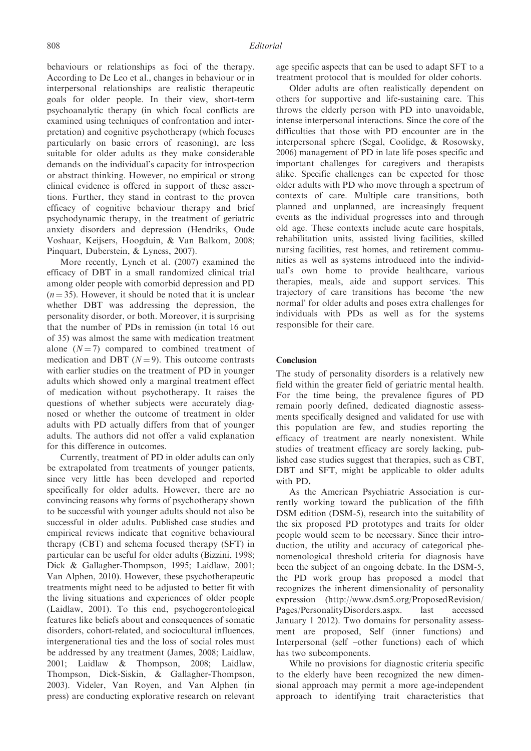behaviours or relationships as foci of the therapy. According to De Leo et al., changes in behaviour or in interpersonal relationships are realistic therapeutic goals for older people. In their view, short-term psychoanalytic therapy (in which focal conflicts are examined using techniques of confrontation and interpretation) and cognitive psychotherapy (which focuses particularly on basic errors of reasoning), are less suitable for older adults as they make considerable demands on the individual's capacity for introspection or abstract thinking. However, no empirical or strong clinical evidence is offered in support of these assertions. Further, they stand in contrast to the proven efficacy of cognitive behaviour therapy and brief psychodynamic therapy, in the treatment of geriatric anxiety disorders and depression (Hendriks, Oude Voshaar, Keijsers, Hoogduin, & Van Balkom, 2008; Pinquart, Duberstein, & Lyness, 2007).

More recently, Lynch et al. (2007) examined the efficacy of DBT in a small randomized clinical trial among older people with comorbid depression and PD ($n = 35$). However, it should be noted that it is unclear whether DBT was addressing the depression, the personality disorder, or both. Moreover, it is surprising that the number of PDs in remission (in total 16 out of 35) was almost the same with medication treatment alone ($N = 7$) compared to combined treatment of medication and DBT ($N = 9$). This outcome contrasts with earlier studies on the treatment of PD in younger adults which showed only a marginal treatment effect of medication without psychotherapy. It raises the questions of whether subjects were accurately diagnosed or whether the outcome of treatment in older adults with PD actually differs from that of younger adults. The authors did not offer a valid explanation for this difference in outcomes.

Currently, treatment of PD in older adults can only be extrapolated from treatments of younger patients, since very little has been developed and reported specifically for older adults. However, there are no convincing reasons why forms of psychotherapy shown to be successful with younger adults should not also be successful in older adults. Published case studies and empirical reviews indicate that cognitive behavioural therapy (CBT) and schema focused therapy (SFT) in particular can be useful for older adults (Bizzini, 1998; Dick & Gallagher-Thompson, 1995; Laidlaw, 2001; Van Alphen, 2010). However, these psychotherapeutic treatments might need to be adjusted to better fit with the living situations and experiences of older people (Laidlaw, 2001). To this end, psychogerontological features like beliefs about and consequences of somatic disorders, cohort-related, and sociocultural influences, intergenerational ties and the loss of social roles must be addressed by any treatment (James, 2008; Laidlaw, 2001; Laidlaw & Thompson, 2008; Laidlaw, Thompson, Dick-Siskin, & Gallagher-Thompson, 2003). Videler, Van Royen, and Van Alphen (in press) are conducting explorative research on relevant age specific aspects that can be used to adapt SFT to a treatment protocol that is moulded for older cohorts.

Older adults are often realistically dependent on others for supportive and life-sustaining care. This throws the elderly person with PD into unavoidable, intense interpersonal interactions. Since the core of the difficulties that those with PD encounter are in the interpersonal sphere (Segal, Coolidge, & Rosowsky, 2006) management of PD in late life poses specific and important challenges for caregivers and therapists alike. Specific challenges can be expected for those older adults with PD who move through a spectrum of contexts of care. Multiple care transitions, both planned and unplanned, are increasingly frequent events as the individual progresses into and through old age. These contexts include acute care hospitals, rehabilitation units, assisted living facilities, skilled nursing facilities, rest homes, and retirement communities as well as systems introduced into the individual's own home to provide healthcare, various therapies, meals, aide and support services. This trajectory of care transitions has become 'the new normal' for older adults and poses extra challenges for individuals with PDs as well as for the systems responsible for their care.

## Conclusion

The study of personality disorders is a relatively new field within the greater field of geriatric mental health. For the time being, the prevalence figures of PD remain poorly defined, dedicated diagnostic assessments specifically designed and validated for use with this population are few, and studies reporting the efficacy of treatment are nearly nonexistent. While studies of treatment efficacy are sorely lacking, published case studies suggest that therapies, such as CBT, DBT and SFT, might be applicable to older adults with PD.

As the American Psychiatric Association is currently working toward the publication of the fifth DSM edition (DSM-5), research into the suitability of the six proposed PD prototypes and traits for older people would seem to be necessary. Since their introduction, the utility and accuracy of categorical phenomenological threshold criteria for diagnosis have been the subject of an ongoing debate. In the DSM-5, the PD work group has proposed a model that recognizes the inherent dimensionality of personality expression (http://www.dsm5.org/ProposedRevision/Pages/PersonalityDisorders.aspx. last accessed January 1 2012). Two domains for personality assessment are proposed, Self (inner functions) and Interpersonal (self –other functions) each of which has two subcomponents.

While no provisions for diagnostic criteria specific to the elderly have been recognized the new dimensional approach may permit a more age-independent approach to identifying trait characteristics that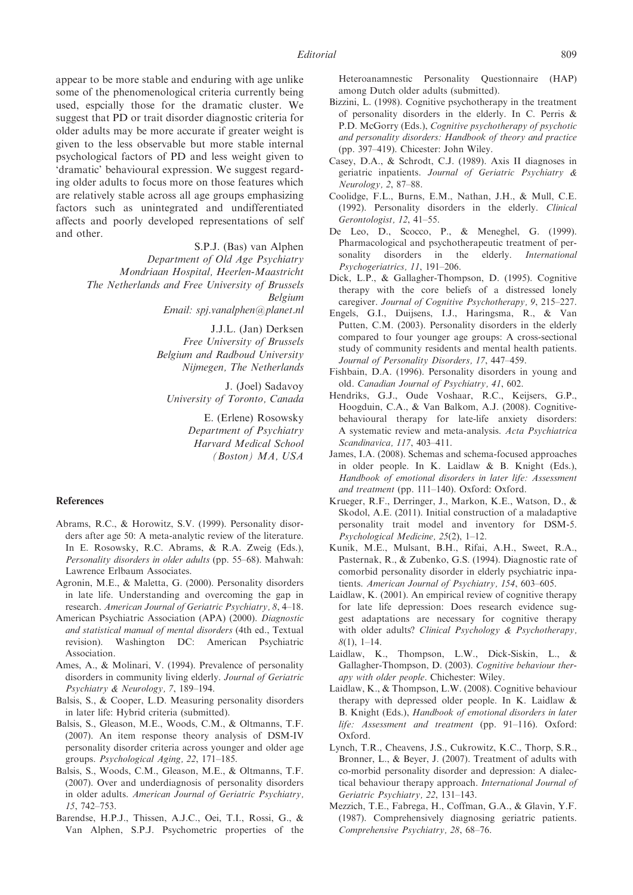appear to be more stable and enduring with age unlike some of the phenomenological criteria currently being used, espcially those for the dramatic cluster. We suggest that PD or trait disorder diagnostic criteria for older adults may be more accurate if greater weight is given to the less observable but more stable internal psychological factors of PD and less weight given to 'dramatic' behavioural expression. We suggest regarding older adults to focus more on those features which are relatively stable across all age groups emphasizing factors such as unintegrated and undifferentiated affects and poorly developed representations of self and other.

S.P.J. (Bas) van Alphen
*Department of Old Age Psychiatry*
*Mondriaan Hospital, Heerlen-Maastricht*
*The Netherlands and Free University of Brussels*
*Belgium*
*Email: spj.vanalphen@planet.nl*

J.J.L. (Jan) Derksen
*Free University of Brussels*
*Belgium and Radboud University*
*Nijmegen, The Netherlands*

J. (Joel) Sadavoy
*University of Toronto, Canada*

E. (Erlene) Rosowsky
*Department of Psychiatry*
*Harvard Medical School*
*(Boston) MA, USA*

## References

Abrams, R.C., & Horowitz, S.V. (1999). Personality disorders after age 50: A meta-analytic review of the literature. In E. Rosowsky, R.C. Abrams, & R.A. Zweig (Eds.), *Personality disorders in older adults* (pp. 55–68). Mahwah: Lawrence Erlbaum Associates.

Agronin, M.E., & Maletta, G. (2000). Personality disorders in late life. Understanding and overcoming the gap in research. *American Journal of Geriatric Psychiatry, 8*, 4–18.

American Psychiatric Association (APA) (2000). *Diagnostic and statistical manual of mental disorders* (4th ed., Textual revision). Washington DC: American Psychiatric Association.

Ames, A., & Molinari, V. (1994). Prevalence of personality disorders in community living elderly. *Journal of Geriatric Psychiatry & Neurology, 7*, 189–194.

Balsis, S., & Cooper, L.D. Measuring personality disorders in later life: Hybrid criteria (submitted).

Balsis, S., Gleason, M.E., Woods, C.M., & Oltmanns, T.F. (2007). An item response theory analysis of DSM-IV personality disorder criteria across younger and older age groups. *Psychological Aging, 22*, 171–185.

Balsis, S., Woods, C.M., Gleason, M.E., & Oltmanns, T.F. (2007). Over and underdiagnosis of personality disorders in older adults. *American Journal of Geriatric Psychiatry, 15*, 742–753.

Barendse, H.P.J., Thissen, A.J.C., Oei, T.I., Rossi, G., & Van Alphen, S.P.J. Psychometric properties of the Heteroanamnestic Personality Questionnaire (HAP) among Dutch older adults (submitted).

Bizzini, L. (1998). Cognitive psychotherapy in the treatment of personality disorders in the elderly. In C. Perris & P.D. McGorry (Eds.), *Cognitive psychotherapy of psychotic and personality disorders: Handbook of theory and practice* (pp. 397–419). Chicester: John Wiley.

Casey, D.A., & Schrodt, C.J. (1989). Axis II diagnoses in geriatric inpatients. *Journal of Geriatric Psychiatry & Neurology, 2*, 87–88.

Coolidge, F.L., Burns, E.M., Nathan, J.H., & Mull, C.E. (1992). Personality disorders in the elderly. *Clinical Gerontologist, 12*, 41–55.

De Leo, D., Scocco, P., & Meneghel, G. (1999). Pharmacological and psychotherapeutic treatment of personality disorders in the elderly. *International Psychogeriatrics, 11*, 191–206.

Dick, L.P., & Gallagher-Thompson, D. (1995). Cognitive therapy with the core beliefs of a distressed lonely caregiver. *Journal of Cognitive Psychotherapy, 9*, 215–227.

Engels, G.I., Duijsens, I.J., Haringsma, R., & Van Putten, C.M. (2003). Personality disorders in the elderly compared to four younger age groups: A cross-sectional study of community residents and mental health patients. *Journal of Personality Disorders, 17*, 447–459.

Fishbain, D.A. (1996). Personality disorders in young and old. *Canadian Journal of Psychiatry, 41*, 602.

Hendriks, G.J., Oude Voshaar, R.C., Keijsers, G.P., Hoogduin, C.A., & Van Balkom, A.J. (2008). Cognitive-behavioural therapy for late-life anxiety disorders: A systematic review and meta-analysis. *Acta Psychiatrica Scandinavica, 117*, 403–411.

James, I.A. (2008). Schemas and schema-focused approaches in older people. In K. Laidlaw & B. Knight (Eds.), *Handbook of emotional disorders in later life: Assessment and treatment* (pp. 111–140). Oxford: Oxford.

Krueger, R.F., Derringer, J., Markon, K.E., Watson, D., & Skodol, A.E. (2011). Initial construction of a maladaptive personality trait model and inventory for DSM-5. *Psychological Medicine, 25*(2), 1–12.

Kunik, M.E., Mulsant, B.H., Rifai, A.H., Sweet, R.A., Pasternak, R., & Zubenko, G.S. (1994). Diagnostic rate of comorbid personality disorder in elderly psychiatric inpatients. *American Journal of Psychiatry, 154*, 603–605.

Laidlaw, K. (2001). An empirical review of cognitive therapy for late life depression: Does research evidence suggest adaptations are necessary for cognitive therapy with older adults? *Clinical Psychology & Psychotherapy, 8*(1), 1–14.

Laidlaw, K., Thompson, L.W., Dick-Siskin, L., & Gallagher-Thompson, D. (2003). *Cognitive behaviour therapy with older people*. Chichester: Wiley.

Laidlaw, K., & Thompson, L.W. (2008). Cognitive behaviour therapy with depressed older people. In K. Laidlaw & B. Knight (Eds.), *Handbook of emotional disorders in later life: Assessment and treatment* (pp. 91–116). Oxford: Oxford.

Lynch, T.R., Cheavens, J.S., Cukrowitz, K.C., Thorp, S.R., Bronner, L., & Beyer, J. (2007). Treatment of adults with co-morbid personality disorder and depression: A dialectical behaviour therapy approach. *International Journal of Geriatric Psychiatry, 22*, 131–143.

Mezzich, T.E., Fabrega, H., Coffman, G.A., & Glavin, Y.F. (1987). Comprehensively diagnosing geriatric patients. *Comprehensive Psychiatry, 28*, 68–76.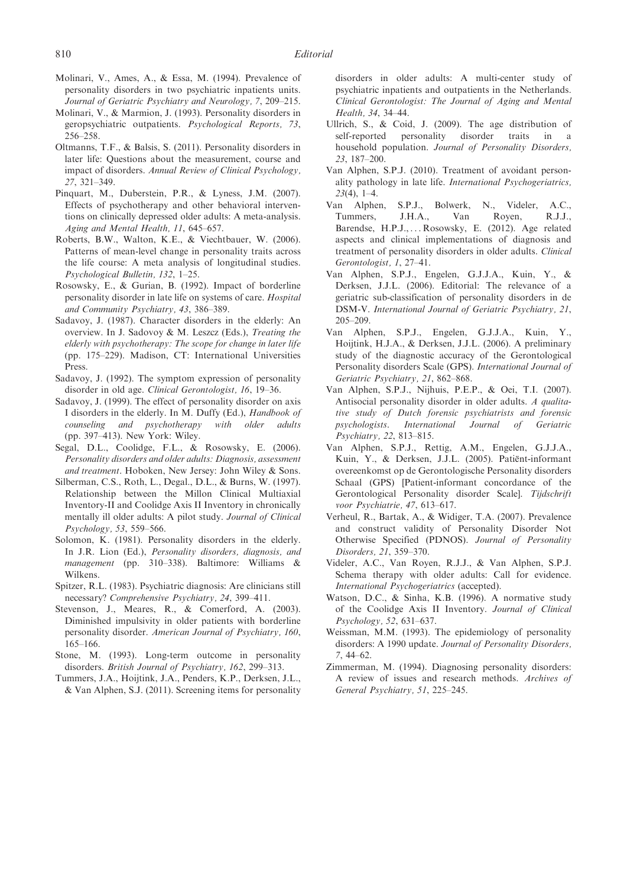Molinari, V., Ames, A., & Essa, M. (1994). Prevalence of personality disorders in two psychiatric inpatients units. *Journal of Geriatric Psychiatry and Neurology, 7*, 209–215.

Molinari, V., & Marmion, J. (1993). Personality disorders in geropsychiatric outpatients. *Psychological Reports, 73*, 256–258.

Oltmanns, T.F., & Balsis, S. (2011). Personality disorders in later life: Questions about the measurement, course and impact of disorders. *Annual Review of Clinical Psychology, 27*, 321–349.

Pinquart, M., Duberstein, P.R., & Lyness, J.M. (2007). Effects of psychotherapy and other behavioral interventions on clinically depressed older adults: A meta-analysis. *Aging and Mental Health, 11*, 645–657.

Roberts, B.W., Walton, K.E., & Viechtbauer, W. (2006). Patterns of mean-level change in personality traits across the life course: A meta analysis of longitudinal studies. *Psychological Bulletin, 132*, 1–25.

Rosowsky, E., & Gurian, B. (1992). Impact of borderline personality disorder in late life on systems of care. *Hospital and Community Psychiatry, 43*, 386–389.

Sadavoy, J. (1987). Character disorders in the elderly: An overview. In J. Sadovoy & M. Leszcz (Eds.), *Treating the elderly with psychotherapy: The scope for change in later life* (pp. 175–229). Madison, CT: International Universities Press.

Sadavoy, J. (1992). The symptom expression of personality disorder in old age. *Clinical Gerontologist, 16*, 19–36.

Sadavoy, J. (1999). The effect of personality disorder on axis I disorders in the elderly. In M. Duffy (Ed.), *Handbook of counseling and psychotherapy with older adults* (pp. 397–413). New York: Wiley.

Segal, D.L., Coolidge, F.L., & Rosowsky, E. (2006). *Personality disorders and older adults: Diagnosis, assessment and treatment*. Hoboken, New Jersey: John Wiley & Sons.

Silberman, C.S., Roth, L., Degal., D.L., & Burns, W. (1997). Relationship between the Millon Clinical Multiaxial Inventory-II and Coolidge Axis II Inventory in chronically mentally ill older adults: A pilot study. *Journal of Clinical Psychology, 53*, 559–566.

Solomon, K. (1981). Personality disorders in the elderly. In J.R. Lion (Ed.), *Personality disorders, diagnosis, and management* (pp. 310–338). Baltimore: Williams & Wilkens.

Spitzer, R.L. (1983). Psychiatric diagnosis: Are clinicians still necessary? *Comprehensive Psychiatry, 24*, 399–411.

Stevenson, J., Meares, R., & Comerford, A. (2003). Diminished impulsivity in older patients with borderline personality disorder. *American Journal of Psychiatry, 160*, 165–166.

Stone, M. (1993). Long-term outcome in personality disorders. *British Journal of Psychiatry, 162*, 299–313.

Tummers, J.A., Hoijtink, J.A., Penders, K.P., Derksen, J.L., & Van Alphen, S.J. (2011). Screening items for personality disorders in older adults: A multi-center study of psychiatric inpatients and outpatients in the Netherlands. *Clinical Gerontologist: The Journal of Aging and Mental Health, 34*, 34–44.

Ullrich, S., & Coid, J. (2009). The age distribution of self-reported personality disorder traits in a household population. *Journal of Personality Disorders, 23*, 187–200.

Van Alphen, S.P.J. (2010). Treatment of avoidant personality pathology in late life. *International Psychogeriatrics, 23*(4), 1–4.

Van Alphen, S.P.J., Bolwerk, N., Videler, A.C., Tummers, J.H.A., Van Royen, R.J.J., Barendse, H.P.J., ... Rosowsky, E. (2012). Age related aspects and clinical implementations of diagnosis and treatment of personality disorders in older adults. *Clinical Gerontologist, 1*, 27–41.

Van Alphen, S.P.J., Engelen, G.J.J.A., Kuin, Y., & Derksen, J.J.L. (2006). Editorial: The relevance of a geriatric sub-classification of personality disorders in de DSM-V. *International Journal of Geriatric Psychiatry, 21*, 205–209.

Van Alphen, S.P.J., Engelen, G.J.J.A., Kuin, Y., Hoijtink, H.J.A., & Derksen, J.J.L. (2006). A preliminary study of the diagnostic accuracy of the Gerontological Personality disorders Scale (GPS). *International Journal of Geriatric Psychiatry, 21*, 862–868.

Van Alphen, S.P.J., Nijhuis, P.E.P., & Oei, T.I. (2007). Antisocial personality disorder in older adults. *A qualitative study of Dutch forensic psychiatrists and forensic psychologists*. *International Journal of Geriatric Psychiatry, 22*, 813–815.

Van Alphen, S.P.J., Rettig, A.M., Engelen, G.J.J.A., Kuin, Y., & Derksen, J.J.L. (2005). Patiënt-informant overeenkomst op de Gerontologische Personality disorders Schaal (GPS) [Patient-informant concordance of the Gerontological Personality disorder Scale]. *Tijdschrift voor Psychiatrie, 47*, 613–617.

Verheul, R., Bartak, A., & Widiger, T.A. (2007). Prevalence and construct validity of Personality Disorder Not Otherwise Specified (PDNOS). *Journal of Personality Disorders, 21*, 359–370.

Videler, A.C., Van Royen, R.J.J., & Van Alphen, S.P.J. Schema therapy with older adults: Call for evidence. *International Psychogeriatrics* (accepted).

Watson, D.C., & Sinha, K.B. (1996). A normative study of the Coolidge Axis II Inventory. *Journal of Clinical Psychology, 52*, 631–637.

Weissman, M.M. (1993). The epidemiology of personality disorders: A 1990 update. *Journal of Personality Disorders, 7*, 44–62.

Zimmerman, M. (1994). Diagnosing personality disorders: A review of issues and research methods. *Archives of General Psychiatry, 51*, 225–245.